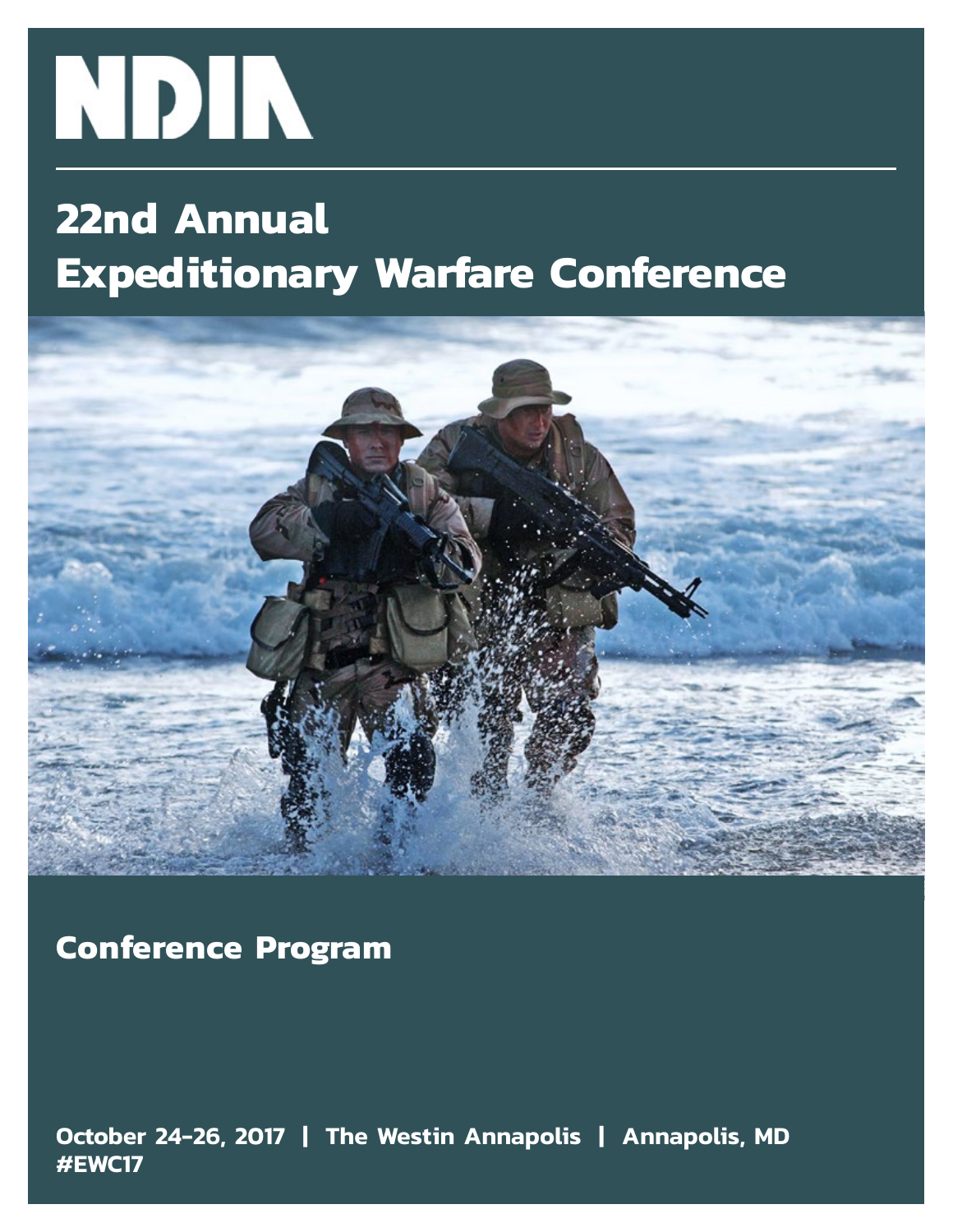# NDIA

## 22nd Annual
## Expeditionary Warfare Conference

**Conference Program**

**October 24-26, 2017 | The Westin Annapolis | Annapolis, MD**
**#EWC17**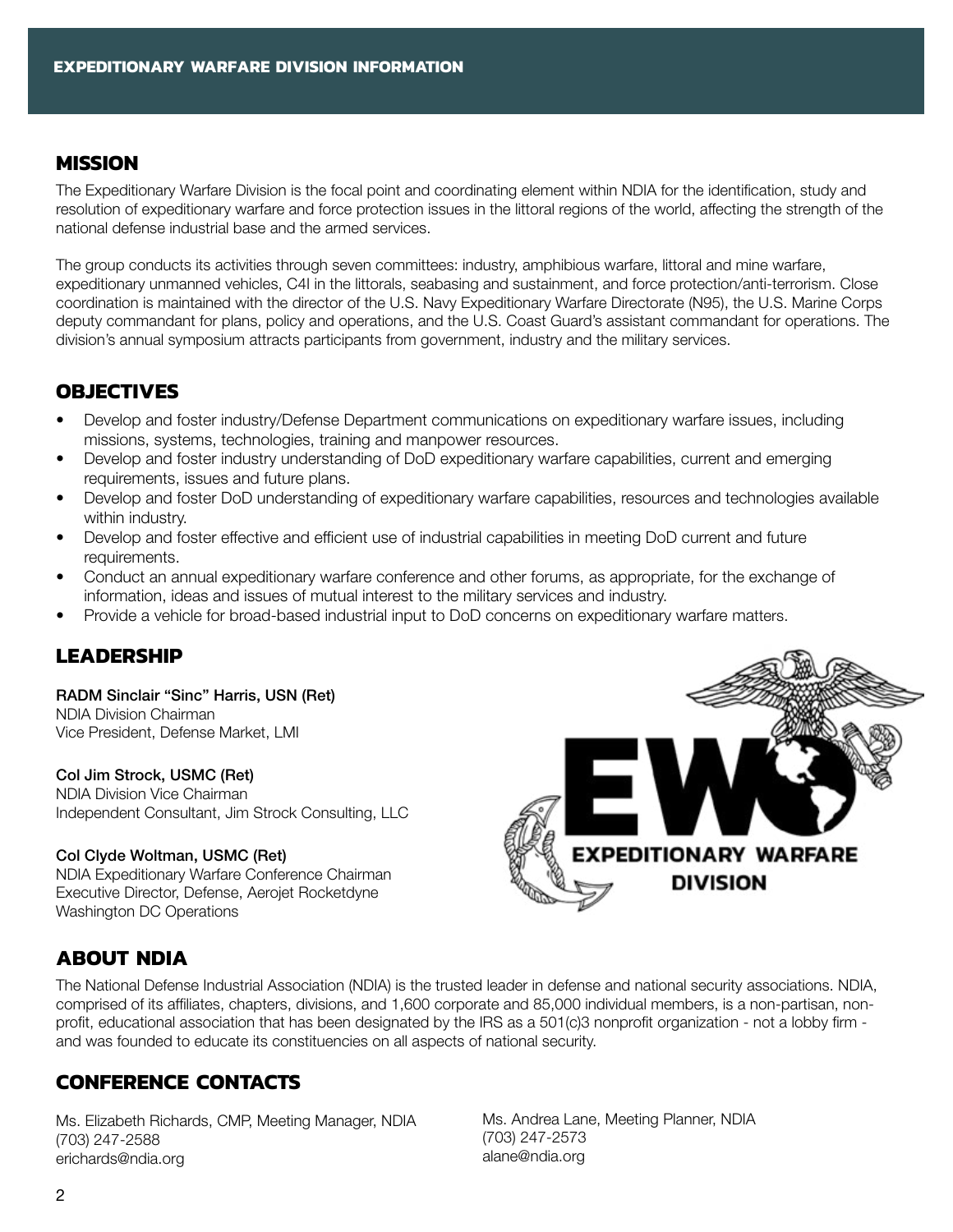# EXPEDITIONARY WARFARE DIVISION INFORMATION

## MISSION

The Expeditionary Warfare Division is the focal point and coordinating element within NDIA for the identification, study and resolution of expeditionary warfare and force protection issues in the littoral regions of the world, affecting the strength of the national defense industrial base and the armed services.

The group conducts its activities through seven committees: industry, amphibious warfare, littoral and mine warfare, expeditionary unmanned vehicles, C4I in the littorals, seabasing and sustainment, and force protection/anti-terrorism. Close coordination is maintained with the director of the U.S. Navy Expeditionary Warfare Directorate (N95), the U.S. Marine Corps deputy commandant for plans, policy and operations, and the U.S. Coast Guard's assistant commandant for operations. The division's annual symposium attracts participants from government, industry and the military services.

## OBJECTIVES

- Develop and foster industry/Defense Department communications on expeditionary warfare issues, including missions, systems, technologies, training and manpower resources.
- Develop and foster industry understanding of DoD expeditionary warfare capabilities, current and emerging requirements, issues and future plans.
- Develop and foster DoD understanding of expeditionary warfare capabilities, resources and technologies available within industry.
- Develop and foster effective and efficient use of industrial capabilities in meeting DoD current and future requirements.
- Conduct an annual expeditionary warfare conference and other forums, as appropriate, for the exchange of information, ideas and issues of mutual interest to the military services and industry.
- Provide a vehicle for broad-based industrial input to DoD concerns on expeditionary warfare matters.

## LEADERSHIP

**RADM Sinclair "Sinc" Harris, USN (Ret)**
NDIA Division Chairman
Vice President, Defense Market, LMI

**Col Jim Strock, USMC (Ret)**
NDIA Division Vice Chairman
Independent Consultant, Jim Strock Consulting, LLC

**Col Clyde Woltman, USMC (Ret)**
NDIA Expeditionary Warfare Conference Chairman
Executive Director, Defense, Aerojet Rocketdyne
Washington DC Operations

EXPEDITIONARY WARFARE DIVISION

## ABOUT NDIA

The National Defense Industrial Association (NDIA) is the trusted leader in defense and national security associations. NDIA, comprised of its affiliates, chapters, divisions, and 1,600 corporate and 85,000 individual members, is a non-partisan, non-profit, educational association that has been designated by the IRS as a 501(c)3 nonprofit organization - not a lobby firm - and was founded to educate its constituencies on all aspects of national security.

## CONFERENCE CONTACTS

Ms. Elizabeth Richards, CMP, Meeting Manager, NDIA
(703) 247-2588
erichards@ndia.org

Ms. Andrea Lane, Meeting Planner, NDIA
(703) 247-2573
alane@ndia.org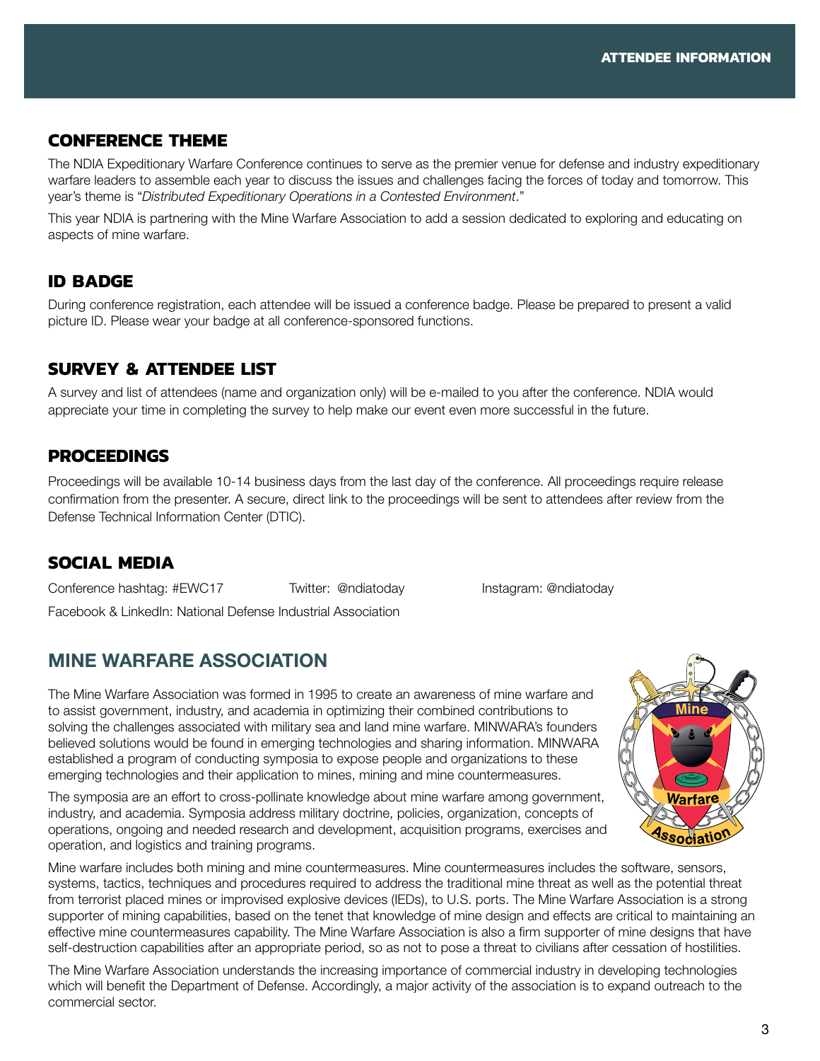## CONFERENCE THEME

The NDIA Expeditionary Warfare Conference continues to serve as the premier venue for defense and industry expeditionary warfare leaders to assemble each year to discuss the issues and challenges facing the forces of today and tomorrow. This year's theme is "*Distributed Expeditionary Operations in a Contested Environment*."

This year NDIA is partnering with the Mine Warfare Association to add a session dedicated to exploring and educating on aspects of mine warfare.

## ID BADGE

During conference registration, each attendee will be issued a conference badge. Please be prepared to present a valid picture ID. Please wear your badge at all conference-sponsored functions.

## SURVEY & ATTENDEE LIST

A survey and list of attendees (name and organization only) will be e-mailed to you after the conference. NDIA would appreciate your time in completing the survey to help make our event even more successful in the future.

## PROCEEDINGS

Proceedings will be available 10-14 business days from the last day of the conference. All proceedings require release confirmation from the presenter. A secure, direct link to the proceedings will be sent to attendees after review from the Defense Technical Information Center (DTIC).

## SOCIAL MEDIA

Conference hashtag: #EWC17 Twitter: @ndiatoday Instagram: @ndiatoday

Facebook & LinkedIn: National Defense Industrial Association

## MINE WARFARE ASSOCIATION

The Mine Warfare Association was formed in 1995 to create an awareness of mine warfare and to assist government, industry, and academia in optimizing their combined contributions to solving the challenges associated with military sea and land mine warfare. MINWARA's founders believed solutions would be found in emerging technologies and sharing information. MINWARA established a program of conducting symposia to expose people and organizations to these emerging technologies and their application to mines, mining and mine countermeasures.

The symposia are an effort to cross-pollinate knowledge about mine warfare among government, industry, and academia. Symposia address military doctrine, policies, organization, concepts of operations, ongoing and needed research and development, acquisition programs, exercises and operation, and logistics and training programs.

Mine warfare includes both mining and mine countermeasures. Mine countermeasures includes the software, sensors, systems, tactics, techniques and procedures required to address the traditional mine threat as well as the potential threat from terrorist placed mines or improvised explosive devices (IEDs), to U.S. ports. The Mine Warfare Association is a strong supporter of mining capabilities, based on the tenet that knowledge of mine design and effects are critical to maintaining an effective mine countermeasures capability. The Mine Warfare Association is also a firm supporter of mine designs that have self-destruction capabilities after an appropriate period, so as not to pose a threat to civilians after cessation of hostilities.

The Mine Warfare Association understands the increasing importance of commercial industry in developing technologies which will benefit the Department of Defense. Accordingly, a major activity of the association is to expand outreach to the commercial sector.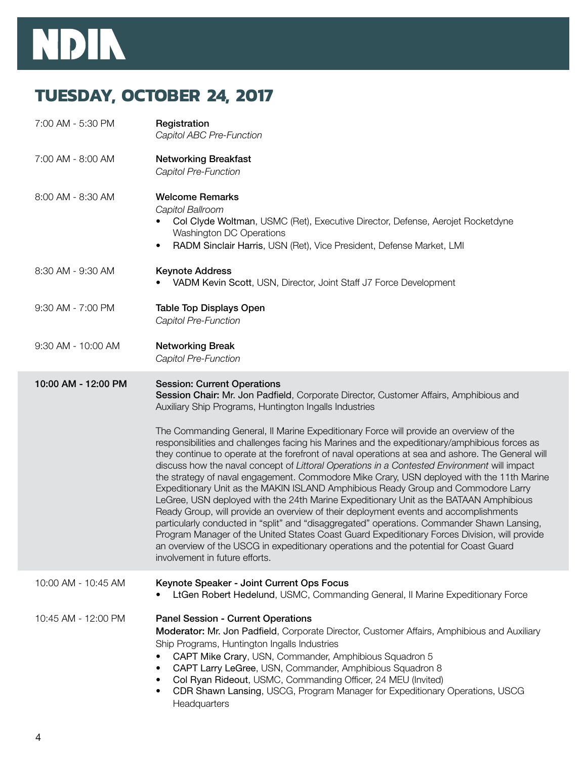# TUESDAY, OCTOBER 24, 2017

**7:00 AM - 5:30 PM** — **Registration**
*Capitol ABC Pre-Function*

**7:00 AM - 8:00 AM** — **Networking Breakfast**
*Capitol Pre-Function*

**8:00 AM - 8:30 AM** — **Welcome Remarks**
*Capitol Ballroom*

- **Col Clyde Woltman**, USMC (Ret), Executive Director, Defense, Aerojet Rocketdyne Washington DC Operations
- **RADM Sinclair Harris**, USN (Ret), Vice President, Defense Market, LMI

**8:30 AM - 9:30 AM** — **Keynote Address**

- **VADM Kevin Scott**, USN, Director, Joint Staff J7 Force Development

**9:30 AM - 7:00 PM** — **Table Top Displays Open**
*Capitol Pre-Function*

**9:30 AM - 10:00 AM** — **Networking Break**
*Capitol Pre-Function*

**10:00 AM - 12:00 PM** — **Session: Current Operations**
**Session Chair:** Mr. Jon Padfield, Corporate Director, Customer Affairs, Amphibious and Auxiliary Ship Programs, Huntington Ingalls Industries

The Commanding General, II Marine Expeditionary Force will provide an overview of the responsibilities and challenges facing his Marines and the expeditionary/amphibious forces as they continue to operate at the forefront of naval operations at sea and ashore. The General will discuss how the naval concept of *Littoral Operations in a Contested Environment* will impact the strategy of naval engagement. Commodore Mike Crary, USN deployed with the 11th Marine Expeditionary Unit as the MAKIN ISLAND Amphibious Ready Group and Commodore Larry LeGree, USN deployed with the 24th Marine Expeditionary Unit as the BATAAN Amphibious Ready Group, will provide an overview of their deployment events and accomplishments particularly conducted in "split" and "disaggregated" operations. Commander Shawn Lansing, Program Manager of the United States Coast Guard Expeditionary Forces Division, will provide an overview of the USCG in expeditionary operations and the potential for Coast Guard involvement in future efforts.

**10:00 AM - 10:45 AM** — **Keynote Speaker - Joint Current Ops Focus**

- **LtGen Robert Hedelund**, USMC, Commanding General, II Marine Expeditionary Force

**10:45 AM - 12:00 PM** — **Panel Session - Current Operations**
**Moderator:** Mr. Jon Padfield, Corporate Director, Customer Affairs, Amphibious and Auxiliary Ship Programs, Huntington Ingalls Industries

- **CAPT Mike Crary**, USN, Commander, Amphibious Squadron 5
- **CAPT Larry LeGree**, USN, Commander, Amphibious Squadron 8
- **Col Ryan Rideout**, USMC, Commanding Officer, 24 MEU (Invited)
- **CDR Shawn Lansing**, USCG, Program Manager for Expeditionary Operations, USCG Headquarters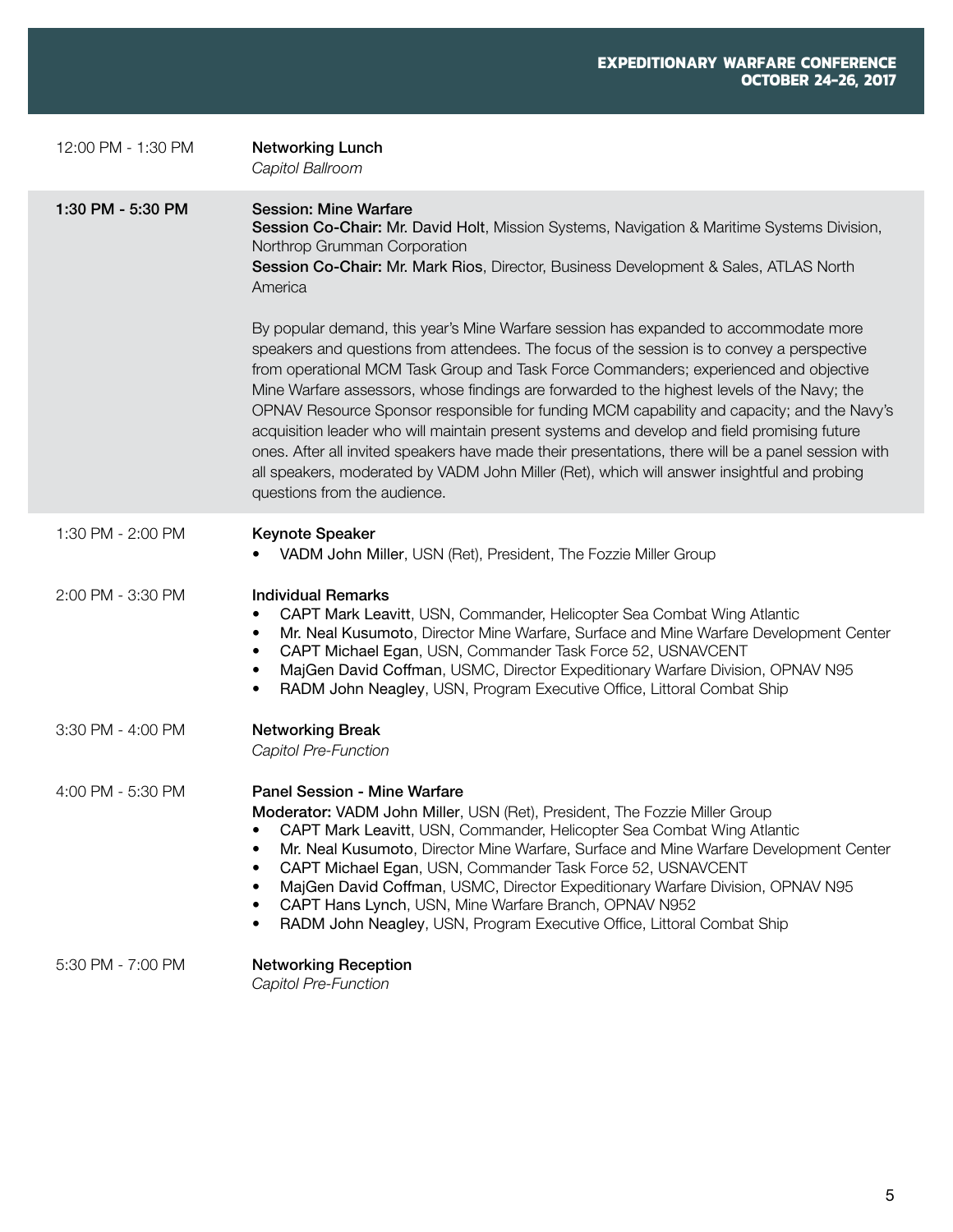**12:00 PM - 1:30 PM** — **Networking Lunch**
*Capitol Ballroom*

**1:30 PM - 5:30 PM** — **Session: Mine Warfare**

**Session Co-Chair:** **Mr. David Holt**, Mission Systems, Navigation & Maritime Systems Division, Northrop Grumman Corporation

**Session Co-Chair:** **Mr. Mark Rios**, Director, Business Development & Sales, ATLAS North America

By popular demand, this year's Mine Warfare session has expanded to accommodate more speakers and questions from attendees. The focus of the session is to convey a perspective from operational MCM Task Group and Task Force Commanders; experienced and objective Mine Warfare assessors, whose findings are forwarded to the highest levels of the Navy; the OPNAV Resource Sponsor responsible for funding MCM capability and capacity; and the Navy's acquisition leader who will maintain present systems and develop and field promising future ones. After all invited speakers have made their presentations, there will be a panel session with all speakers, moderated by VADM John Miller (Ret), which will answer insightful and probing questions from the audience.

**1:30 PM - 2:00 PM** — **Keynote Speaker**

- **VADM John Miller**, USN (Ret), President, The Fozzie Miller Group

**2:00 PM - 3:30 PM** — **Individual Remarks**

- **CAPT Mark Leavitt**, USN, Commander, Helicopter Sea Combat Wing Atlantic
- **Mr. Neal Kusumoto**, Director Mine Warfare, Surface and Mine Warfare Development Center
- **CAPT Michael Egan**, USN, Commander Task Force 52, USNAVCENT
- **MajGen David Coffman**, USMC, Director Expeditionary Warfare Division, OPNAV N95
- **RADM John Neagley**, USN, Program Executive Office, Littoral Combat Ship

**3:30 PM - 4:00 PM** — **Networking Break**
*Capitol Pre-Function*

**4:00 PM - 5:30 PM** — **Panel Session - Mine Warfare**

**Moderator:** **VADM John Miller**, USN (Ret), President, The Fozzie Miller Group

- **CAPT Mark Leavitt**, USN, Commander, Helicopter Sea Combat Wing Atlantic
- **Mr. Neal Kusumoto**, Director Mine Warfare, Surface and Mine Warfare Development Center
- **CAPT Michael Egan**, USN, Commander Task Force 52, USNAVCENT
- **MajGen David Coffman**, USMC, Director Expeditionary Warfare Division, OPNAV N95
- **CAPT Hans Lynch**, USN, Mine Warfare Branch, OPNAV N952
- **RADM John Neagley**, USN, Program Executive Office, Littoral Combat Ship

**5:30 PM - 7:00 PM** — **Networking Reception**
*Capitol Pre-Function*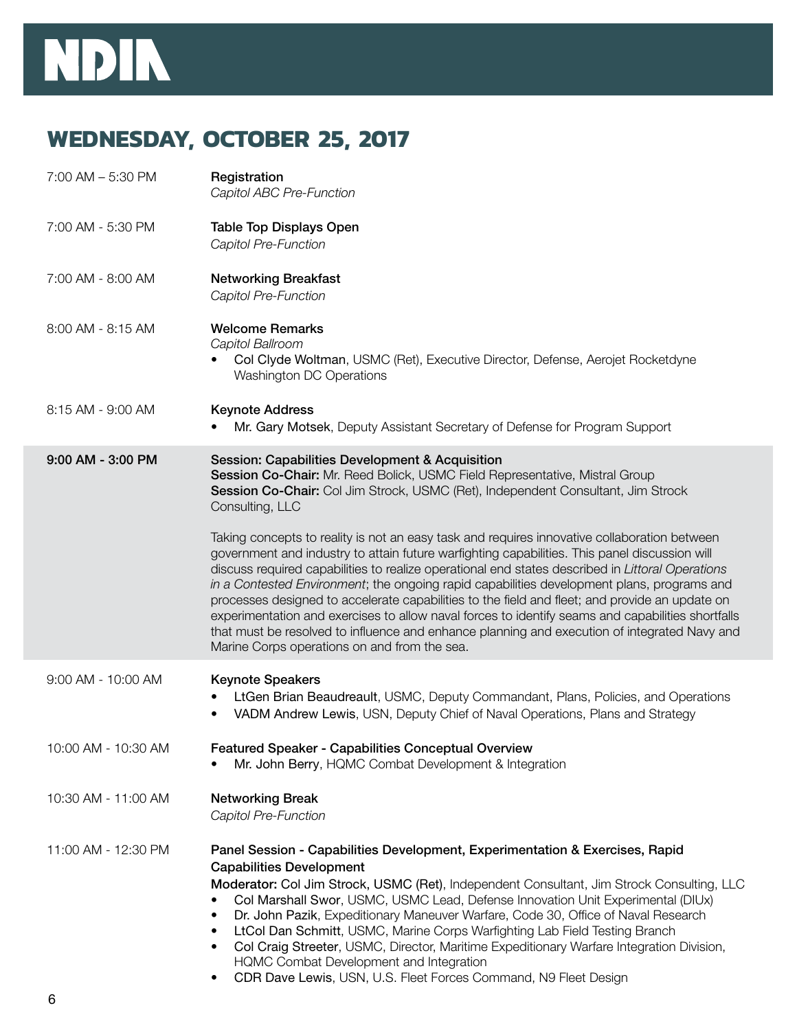## WEDNESDAY, OCTOBER 25, 2017

7:00 AM – 5:30 PM

**Registration**
*Capitol ABC Pre-Function*

7:00 AM - 5:30 PM

**Table Top Displays Open**
*Capitol Pre-Function*

7:00 AM - 8:00 AM

**Networking Breakfast**
*Capitol Pre-Function*

8:00 AM - 8:15 AM

**Welcome Remarks**
*Capitol Ballroom*

- **Col Clyde Woltman**, USMC (Ret), Executive Director, Defense, Aerojet Rocketdyne Washington DC Operations

8:15 AM - 9:00 AM

**Keynote Address**

- **Mr. Gary Motsek**, Deputy Assistant Secretary of Defense for Program Support

**9:00 AM - 3:00 PM**

**Session: Capabilities Development & Acquisition**
**Session Co-Chair:** Mr. Reed Bolick, USMC Field Representative, Mistral Group
**Session Co-Chair:** Col Jim Strock, USMC (Ret), Independent Consultant, Jim Strock Consulting, LLC

Taking concepts to reality is not an easy task and requires innovative collaboration between government and industry to attain future warfighting capabilities. This panel discussion will discuss required capabilities to realize operational end states described in *Littoral Operations in a Contested Environment*; the ongoing rapid capabilities development plans, programs and processes designed to accelerate capabilities to the field and fleet; and provide an update on experimentation and exercises to allow naval forces to identify seams and capabilities shortfalls that must be resolved to influence and enhance planning and execution of integrated Navy and Marine Corps operations on and from the sea.

9:00 AM - 10:00 AM

**Keynote Speakers**

- **LtGen Brian Beaudreault**, USMC, Deputy Commandant, Plans, Policies, and Operations
- **VADM Andrew Lewis**, USN, Deputy Chief of Naval Operations, Plans and Strategy

10:00 AM - 10:30 AM

**Featured Speaker - Capabilities Conceptual Overview**

- **Mr. John Berry**, HQMC Combat Development & Integration

10:30 AM - 11:00 AM

**Networking Break**
*Capitol Pre-Function*

11:00 AM - 12:30 PM

**Panel Session - Capabilities Development, Experimentation & Exercises, Rapid Capabilities Development**
**Moderator:** **Col Jim Strock, USMC (Ret)**, Independent Consultant, Jim Strock Consulting, LLC

- **Col Marshall Swor**, USMC, USMC Lead, Defense Innovation Unit Experimental (DIUx)
- **Dr. John Pazik**, Expeditionary Maneuver Warfare, Code 30, Office of Naval Research
- **LtCol Dan Schmitt**, USMC, Marine Corps Warfighting Lab Field Testing Branch
- **Col Craig Streeter**, USMC, Director, Maritime Expeditionary Warfare Integration Division, HQMC Combat Development and Integration
- **CDR Dave Lewis**, USN, U.S. Fleet Forces Command, N9 Fleet Design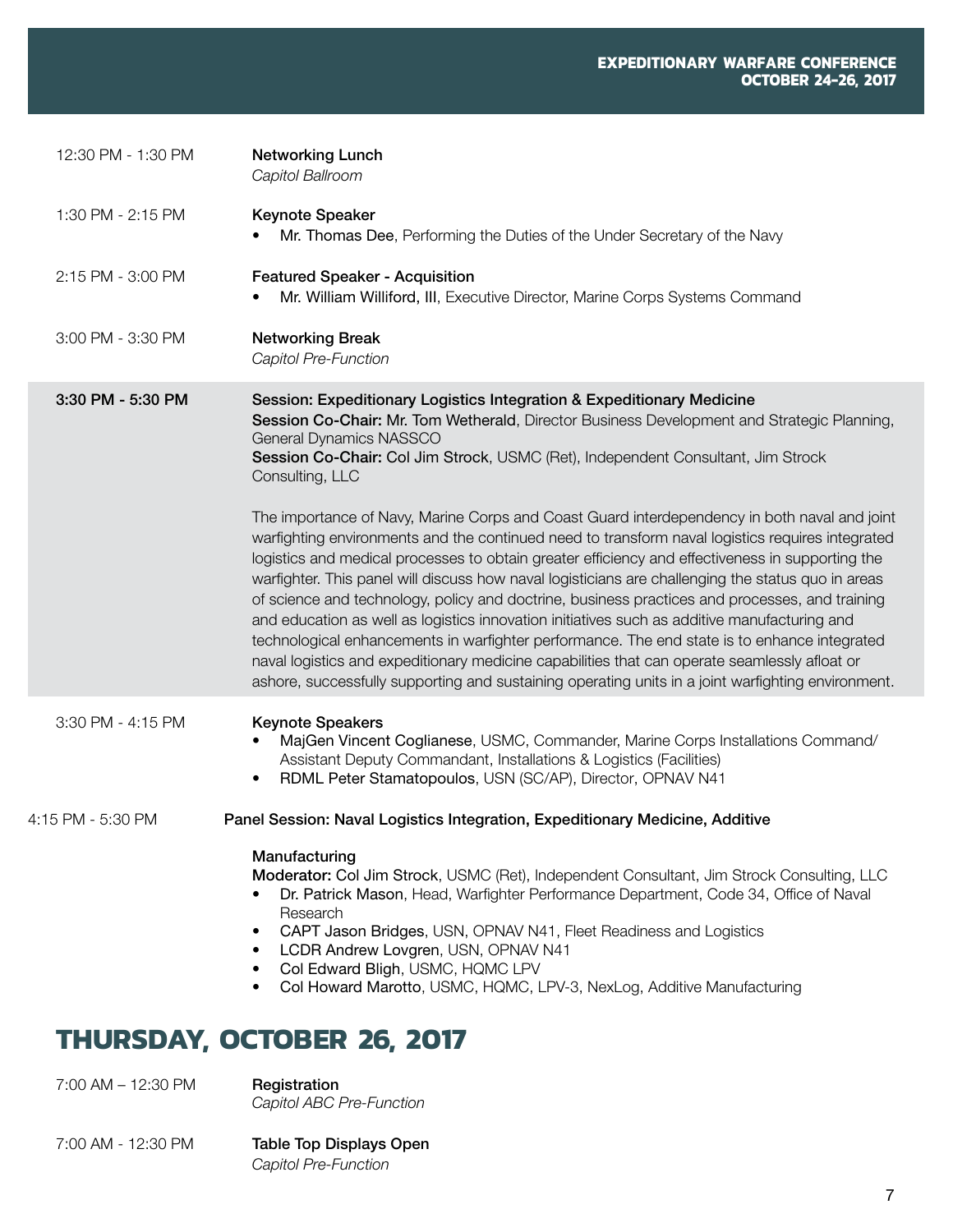12:30 PM - 1:30 PM **Networking Lunch**
*Capitol Ballroom*

1:30 PM - 2:15 PM **Keynote Speaker**

- **Mr. Thomas Dee**, Performing the Duties of the Under Secretary of the Navy

2:15 PM - 3:00 PM **Featured Speaker - Acquisition**

- **Mr. William Williford, III**, Executive Director, Marine Corps Systems Command

3:00 PM - 3:30 PM **Networking Break**
*Capitol Pre-Function*

**3:30 PM - 5:30 PM** **Session: Expeditionary Logistics Integration & Expeditionary Medicine**
**Session Co-Chair: Mr. Tom Wetherald**, Director Business Development and Strategic Planning, General Dynamics NASSCO
**Session Co-Chair: Col Jim Strock**, USMC (Ret), Independent Consultant, Jim Strock Consulting, LLC

The importance of Navy, Marine Corps and Coast Guard interdependency in both naval and joint warfighting environments and the continued need to transform naval logistics requires integrated logistics and medical processes to obtain greater efficiency and effectiveness in supporting the warfighter. This panel will discuss how naval logisticians are challenging the status quo in areas of science and technology, policy and doctrine, business practices and processes, and training and education as well as logistics innovation initiatives such as additive manufacturing and technological enhancements in warfighter performance. The end state is to enhance integrated naval logistics and expeditionary medicine capabilities that can operate seamlessly afloat or ashore, successfully supporting and sustaining operating units in a joint warfighting environment.

3:30 PM - 4:15 PM **Keynote Speakers**

- **MajGen Vincent Coglianese**, USMC, Commander, Marine Corps Installations Command/ Assistant Deputy Commandant, Installations & Logistics (Facilities)
- **RDML Peter Stamatopoulos**, USN (SC/AP), Director, OPNAV N41

4:15 PM - 5:30 PM **Panel Session: Naval Logistics Integration, Expeditionary Medicine, Additive Manufacturing**
**Moderator: Col Jim Strock**, USMC (Ret), Independent Consultant, Jim Strock Consulting, LLC

- **Dr. Patrick Mason**, Head, Warfighter Performance Department, Code 34, Office of Naval Research
- **CAPT Jason Bridges**, USN, OPNAV N41, Fleet Readiness and Logistics
- **LCDR Andrew Lovgren**, USN, OPNAV N41
- **Col Edward Bligh**, USMC, HQMC LPV
- **Col Howard Marotto**, USMC, HQMC, LPV-3, NexLog, Additive Manufacturing

## THURSDAY, OCTOBER 26, 2017

7:00 AM – 12:30 PM **Registration**
*Capitol ABC Pre-Function*

7:00 AM - 12:30 PM **Table Top Displays Open**
*Capitol Pre-Function*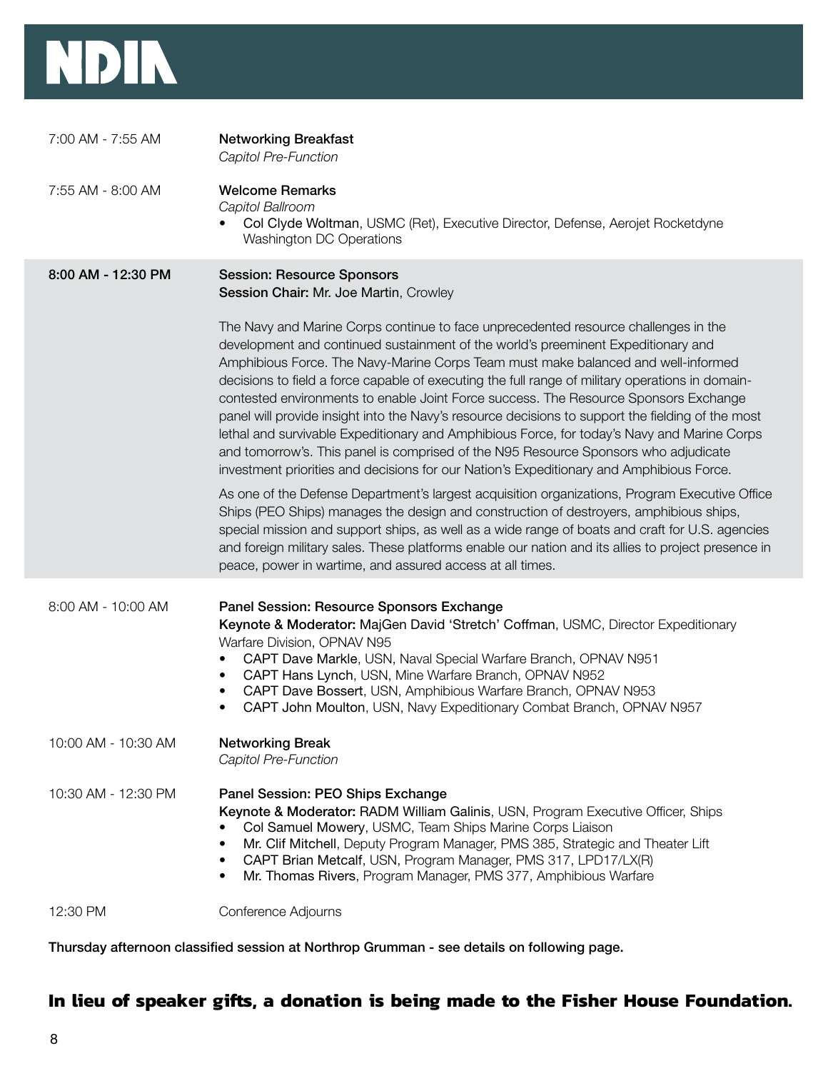| | |
|---|---|
| 7:00 AM - 7:55 AM | **Networking Breakfast**<br>*Capitol Pre-Function* |
| 7:55 AM - 8:00 AM | **Welcome Remarks**<br>*Capitol Ballroom*<br>• **Col Clyde Woltman**, USMC (Ret), Executive Director, Defense, Aerojet Rocketdyne Washington DC Operations |
| **8:00 AM - 12:30 PM** | **Session: Resource Sponsors**<br>**Session Chair:** **Mr. Joe Martin**, Crowley |

The Navy and Marine Corps continue to face unprecedented resource challenges in the development and continued sustainment of the world's preeminent Expeditionary and Amphibious Force. The Navy-Marine Corps Team must make balanced and well-informed decisions to field a force capable of executing the full range of military operations in domain-contested environments to enable Joint Force success. The Resource Sponsors Exchange panel will provide insight into the Navy's resource decisions to support the fielding of the most lethal and survivable Expeditionary and Amphibious Force, for today's Navy and Marine Corps and tomorrow's. This panel is comprised of the N95 Resource Sponsors who adjudicate investment priorities and decisions for our Nation's Expeditionary and Amphibious Force.

As one of the Defense Department's largest acquisition organizations, Program Executive Office Ships (PEO Ships) manages the design and construction of destroyers, amphibious ships, special mission and support ships, as well as a wide range of boats and craft for U.S. agencies and foreign military sales. These platforms enable our nation and its allies to project presence in peace, power in wartime, and assured access at all times.

| | |
|---|---|
| 8:00 AM - 10:00 AM | **Panel Session: Resource Sponsors Exchange**<br>**Keynote & Moderator:** **MajGen David 'Stretch' Coffman**, USMC, Director Expeditionary Warfare Division, OPNAV N95<br>• **CAPT Dave Markle**, USN, Naval Special Warfare Branch, OPNAV N951<br>• **CAPT Hans Lynch**, USN, Mine Warfare Branch, OPNAV N952<br>• **CAPT Dave Bossert**, USN, Amphibious Warfare Branch, OPNAV N953<br>• **CAPT John Moulton**, USN, Navy Expeditionary Combat Branch, OPNAV N957 |
| 10:00 AM - 10:30 AM | **Networking Break**<br>*Capitol Pre-Function* |
| 10:30 AM - 12:30 PM | **Panel Session: PEO Ships Exchange**<br>**Keynote & Moderator:** **RADM William Galinis**, USN, Program Executive Officer, Ships<br>• **Col Samuel Mowery**, USMC, Team Ships Marine Corps Liaison<br>• **Mr. Clif Mitchell**, Deputy Program Manager, PMS 385, Strategic and Theater Lift<br>• **CAPT Brian Metcalf**, USN, Program Manager, PMS 317, LPD17/LX(R)<br>• **Mr. Thomas Rivers**, Program Manager, PMS 377, Amphibious Warfare |
| 12:30 PM | Conference Adjourns |

**Thursday afternoon classified session at Northrop Grumman - see details on following page.**

## In lieu of speaker gifts, a donation is being made to the Fisher House Foundation.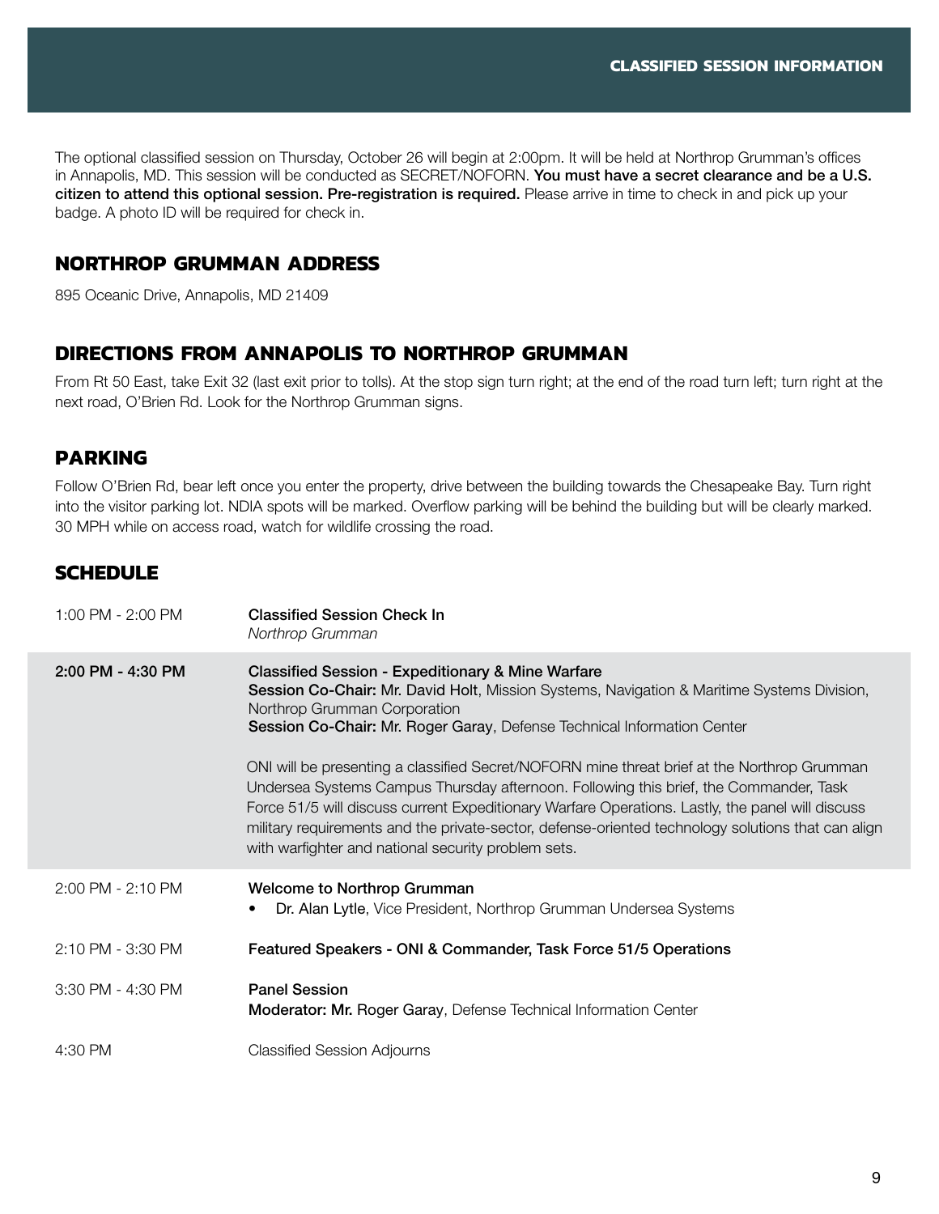# CLASSIFIED SESSION INFORMATION

The optional classified session on Thursday, October 26 will begin at 2:00pm. It will be held at Northrop Grumman's offices in Annapolis, MD. This session will be conducted as SECRET/NOFORN. **You must have a secret clearance and be a U.S. citizen to attend this optional session. Pre-registration is required.** Please arrive in time to check in and pick up your badge. A photo ID will be required for check in.

## NORTHROP GRUMMAN ADDRESS

895 Oceanic Drive, Annapolis, MD 21409

## DIRECTIONS FROM ANNAPOLIS TO NORTHROP GRUMMAN

From Rt 50 East, take Exit 32 (last exit prior to tolls). At the stop sign turn right; at the end of the road turn left; turn right at the next road, O'Brien Rd. Look for the Northrop Grumman signs.

## PARKING

Follow O'Brien Rd, bear left once you enter the property, drive between the building towards the Chesapeake Bay. Turn right into the visitor parking lot. NDIA spots will be marked. Overflow parking will be behind the building but will be clearly marked. 30 MPH while on access road, watch for wildlife crossing the road.

## SCHEDULE

| Time | Event |
| --- | --- |
| 1:00 PM - 2:00 PM | **Classified Session Check In**<br>*Northrop Grumman* |
| **2:00 PM - 4:30 PM** | **Classified Session - Expeditionary & Mine Warfare**<br>**Session Co-Chair: Mr. David Holt**, Mission Systems, Navigation & Maritime Systems Division, Northrop Grumman Corporation<br>**Session Co-Chair: Mr. Roger Garay**, Defense Technical Information Center<br><br>ONI will be presenting a classified Secret/NOFORN mine threat brief at the Northrop Grumman Undersea Systems Campus Thursday afternoon. Following this brief, the Commander, Task Force 51/5 will discuss current Expeditionary Warfare Operations. Lastly, the panel will discuss military requirements and the private-sector, defense-oriented technology solutions that can align with warfighter and national security problem sets. |
| 2:00 PM - 2:10 PM | **Welcome to Northrop Grumman**<br>• **Dr. Alan Lytle**, Vice President, Northrop Grumman Undersea Systems |
| 2:10 PM - 3:30 PM | **Featured Speakers - ONI & Commander, Task Force 51/5 Operations** |
| 3:30 PM - 4:30 PM | **Panel Session**<br>**Moderator: Mr.** Roger Garay, Defense Technical Information Center |
| 4:30 PM | Classified Session Adjourns |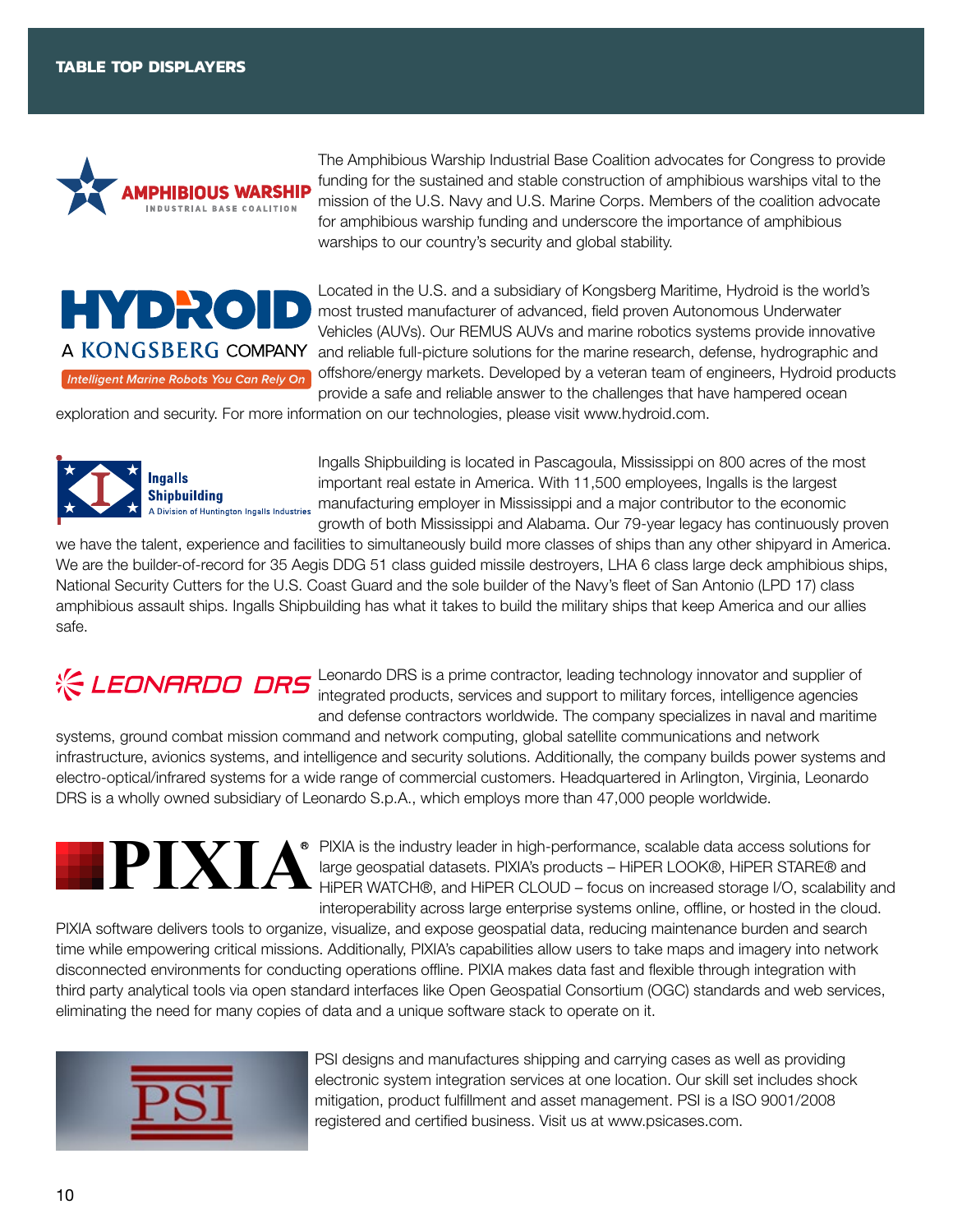## TABLE TOP DISPLAYERS

The Amphibious Warship Industrial Base Coalition advocates for Congress to provide funding for the sustained and stable construction of amphibious warships vital to the mission of the U.S. Navy and U.S. Marine Corps. Members of the coalition advocate for amphibious warship funding and underscore the importance of amphibious warships to our country's security and global stability.

Located in the U.S. and a subsidiary of Kongsberg Maritime, Hydroid is the world's most trusted manufacturer of advanced, field proven Autonomous Underwater Vehicles (AUVs). Our REMUS AUVs and marine robotics systems provide innovative and reliable full-picture solutions for the marine research, defense, hydrographic and offshore/energy markets. Developed by a veteran team of engineers, Hydroid products provide a safe and reliable answer to the challenges that have hampered ocean exploration and security. For more information on our technologies, please visit www.hydroid.com.

Ingalls Shipbuilding is located in Pascagoula, Mississippi on 800 acres of the most important real estate in America. With 11,500 employees, Ingalls is the largest manufacturing employer in Mississippi and a major contributor to the economic growth of both Mississippi and Alabama. Our 79-year legacy has continuously proven we have the talent, experience and facilities to simultaneously build more classes of ships than any other shipyard in America. We are the builder-of-record for 35 Aegis DDG 51 class guided missile destroyers, LHA 6 class large deck amphibious ships, National Security Cutters for the U.S. Coast Guard and the sole builder of the Navy's fleet of San Antonio (LPD 17) class amphibious assault ships. Ingalls Shipbuilding has what it takes to build the military ships that keep America and our allies safe.

Leonardo DRS is a prime contractor, leading technology innovator and supplier of integrated products, services and support to military forces, intelligence agencies and defense contractors worldwide. The company specializes in naval and maritime systems, ground combat mission command and network computing, global satellite communications and network infrastructure, avionics systems, and intelligence and security solutions. Additionally, the company builds power systems and electro-optical/infrared systems for a wide range of commercial customers. Headquartered in Arlington, Virginia, Leonardo DRS is a wholly owned subsidiary of Leonardo S.p.A., which employs more than 47,000 people worldwide.

PIXIA is the industry leader in high-performance, scalable data access solutions for large geospatial datasets. PIXIA's products – HiPER LOOK®, HiPER STARE® and HiPER WATCH®, and HiPER CLOUD – focus on increased storage I/O, scalability and interoperability across large enterprise systems online, offline, or hosted in the cloud. PIXIA software delivers tools to organize, visualize, and expose geospatial data, reducing maintenance burden and search time while empowering critical missions. Additionally, PIXIA's capabilities allow users to take maps and imagery into network disconnected environments for conducting operations offline. PIXIA makes data fast and flexible through integration with third party analytical tools via open standard interfaces like Open Geospatial Consortium (OGC) standards and web services, eliminating the need for many copies of data and a unique software stack to operate on it.

PSI designs and manufactures shipping and carrying cases as well as providing electronic system integration services at one location. Our skill set includes shock mitigation, product fulfillment and asset management. PSI is a ISO 9001/2008 registered and certified business. Visit us at www.psicases.com.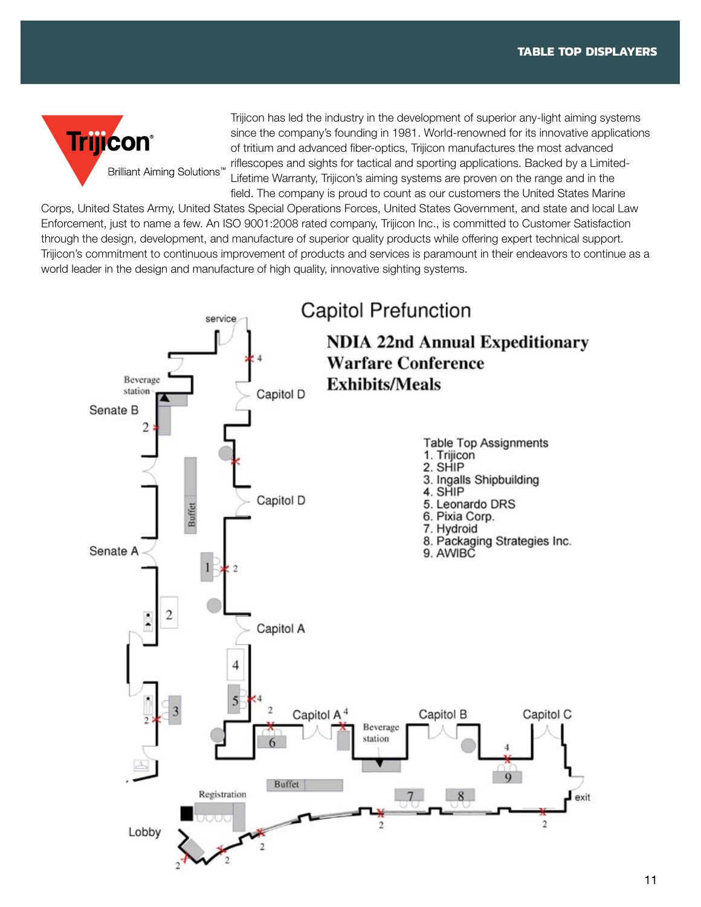## TABLE TOP DISPLAYERS

Trijicon

Brilliant Aiming Solutions™

Trijicon has led the industry in the development of superior any-light aiming systems since the company's founding in 1981. World-renowned for its innovative applications of tritium and advanced fiber-optics, Trijicon manufactures the most advanced riflescopes and sights for tactical and sporting applications. Backed by a Limited-Lifetime Warranty, Trijicon's aiming systems are proven on the range and in the field. The company is proud to count as our customers the United States Marine Corps, United States Army, United States Special Operations Forces, United States Government, and state and local Law Enforcement, just to name a few. An ISO 9001:2008 rated company, Trijicon Inc., is committed to Customer Satisfaction through the design, development, and manufacture of superior quality products while offering expert technical support. Trijicon's commitment to continuous improvement of products and services is paramount in their endeavors to continue as a world leader in the design and manufacture of high quality, innovative sighting systems.

### Capitol Prefunction

**NDIA 22nd Annual Expeditionary Warfare Conference Exhibits/Meals**

Table Top Assignments
1. Trijicon
2. SHIP
3. Ingalls Shipbuilding
4. SHIP
5. Leonardo DRS
6. Pixia Corp.
7. Hydroid
8. Packaging Strategies Inc.
9. AWIBC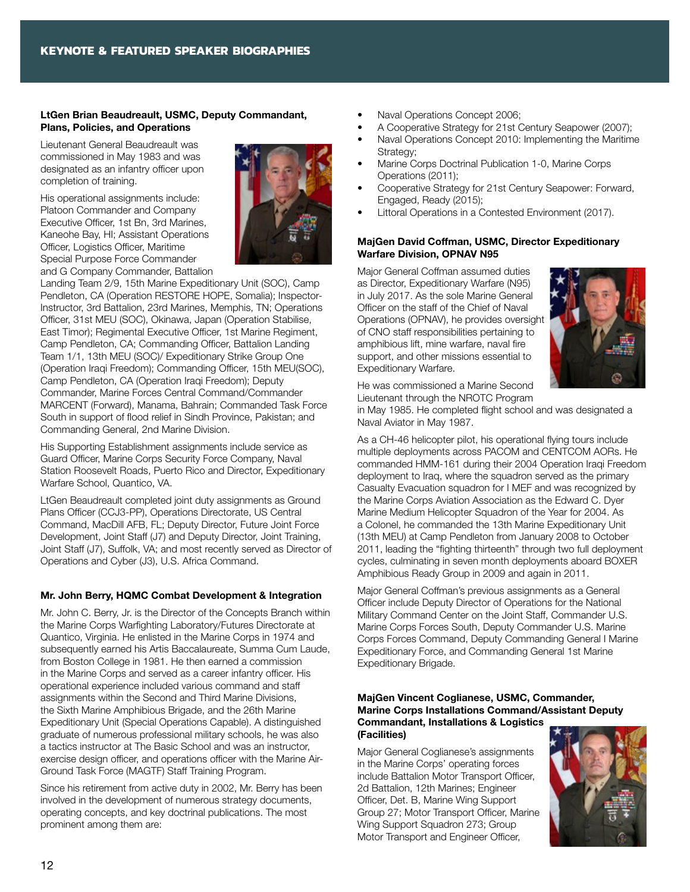# KEYNOTE & FEATURED SPEAKER BIOGRAPHIES

**LtGen Brian Beaudreault, USMC, Deputy Commandant, Plans, Policies, and Operations**

Lieutenant General Beaudreault was commissioned in May 1983 and was designated as an infantry officer upon completion of training.

His operational assignments include: Platoon Commander and Company Executive Officer, 1st Bn, 3rd Marines, Kaneohe Bay, HI; Assistant Operations Officer, Logistics Officer, Maritime Special Purpose Force Commander and G Company Commander, Battalion Landing Team 2/9, 15th Marine Expeditionary Unit (SOC), Camp Pendleton, CA (Operation RESTORE HOPE, Somalia); Inspector-Instructor, 3rd Battalion, 23rd Marines, Memphis, TN; Operations Officer, 31st MEU (SOC), Okinawa, Japan (Operation Stabilise, East Timor); Regimental Executive Officer, 1st Marine Regiment, Camp Pendleton, CA; Commanding Officer, Battalion Landing Team 1/1, 13th MEU (SOC)/ Expeditionary Strike Group One (Operation Iraqi Freedom); Commanding Officer, 15th MEU(SOC), Camp Pendleton, CA (Operation Iraqi Freedom); Deputy Commander, Marine Forces Central Command/Commander MARCENT (Forward), Manama, Bahrain; Commanded Task Force South in support of flood relief in Sindh Province, Pakistan; and Commanding General, 2nd Marine Division.

His Supporting Establishment assignments include service as Guard Officer, Marine Corps Security Force Company, Naval Station Roosevelt Roads, Puerto Rico and Director, Expeditionary Warfare School, Quantico, VA.

LtGen Beaudreault completed joint duty assignments as Ground Plans Officer (CCJ3-PP), Operations Directorate, US Central Command, MacDill AFB, FL; Deputy Director, Future Joint Force Development, Joint Staff (J7) and Deputy Director, Joint Training, Joint Staff (J7), Suffolk, VA; and most recently served as Director of Operations and Cyber (J3), U.S. Africa Command.

**Mr. John Berry, HQMC Combat Development & Integration**

Mr. John C. Berry, Jr. is the Director of the Concepts Branch within the Marine Corps Warfighting Laboratory/Futures Directorate at Quantico, Virginia. He enlisted in the Marine Corps in 1974 and subsequently earned his Artis Baccalaureate, Summa Cum Laude, from Boston College in 1981. He then earned a commission in the Marine Corps and served as a career infantry officer. His operational experience included various command and staff assignments within the Second and Third Marine Divisions, the Sixth Marine Amphibious Brigade, and the 26th Marine Expeditionary Unit (Special Operations Capable). A distinguished graduate of numerous professional military schools, he was also a tactics instructor at The Basic School and was an instructor, exercise design officer, and operations officer with the Marine Air-Ground Task Force (MAGTF) Staff Training Program.

Since his retirement from active duty in 2002, Mr. Berry has been involved in the development of numerous strategy documents, operating concepts, and key doctrinal publications. The most prominent among them are:

- Naval Operations Concept 2006;
- A Cooperative Strategy for 21st Century Seapower (2007);
- Naval Operations Concept 2010: Implementing the Maritime Strategy;
- Marine Corps Doctrinal Publication 1-0, Marine Corps Operations (2011);
- Cooperative Strategy for 21st Century Seapower: Forward, Engaged, Ready (2015);
- Littoral Operations in a Contested Environment (2017).

**MajGen David Coffman, USMC, Director Expeditionary Warfare Division, OPNAV N95**

Major General Coffman assumed duties as Director, Expeditionary Warfare (N95) in July 2017. As the sole Marine General Officer on the staff of the Chief of Naval Operations (OPNAV), he provides oversight of CNO staff responsibilities pertaining to amphibious lift, mine warfare, naval fire support, and other missions essential to Expeditionary Warfare.

He was commissioned a Marine Second Lieutenant through the NROTC Program in May 1985. He completed flight school and was designated a Naval Aviator in May 1987.

As a CH-46 helicopter pilot, his operational flying tours include multiple deployments across PACOM and CENTCOM AORs. He commanded HMM-161 during their 2004 Operation Iraqi Freedom deployment to Iraq, where the squadron served as the primary Casualty Evacuation squadron for I MEF and was recognized by the Marine Corps Aviation Association as the Edward C. Dyer Marine Medium Helicopter Squadron of the Year for 2004. As a Colonel, he commanded the 13th Marine Expeditionary Unit (13th MEU) at Camp Pendleton from January 2008 to October 2011, leading the "fighting thirteenth" through two full deployment cycles, culminating in seven month deployments aboard BOXER Amphibious Ready Group in 2009 and again in 2011.

Major General Coffman's previous assignments as a General Officer include Deputy Director of Operations for the National Military Command Center on the Joint Staff, Commander U.S. Marine Corps Forces South, Deputy Commander U.S. Marine Corps Forces Command, Deputy Commanding General I Marine Expeditionary Force, and Commanding General 1st Marine Expeditionary Brigade.

**MajGen Vincent Coglianese, USMC, Commander, Marine Corps Installations Command/Assistant Deputy Commandant, Installations & Logistics (Facilities)**

Major General Coglianese's assignments in the Marine Corps' operating forces include Battalion Motor Transport Officer, 2d Battalion, 12th Marines; Engineer Officer, Det. B, Marine Wing Support Group 27; Motor Transport Officer, Marine Wing Support Squadron 273; Group Motor Transport and Engineer Officer,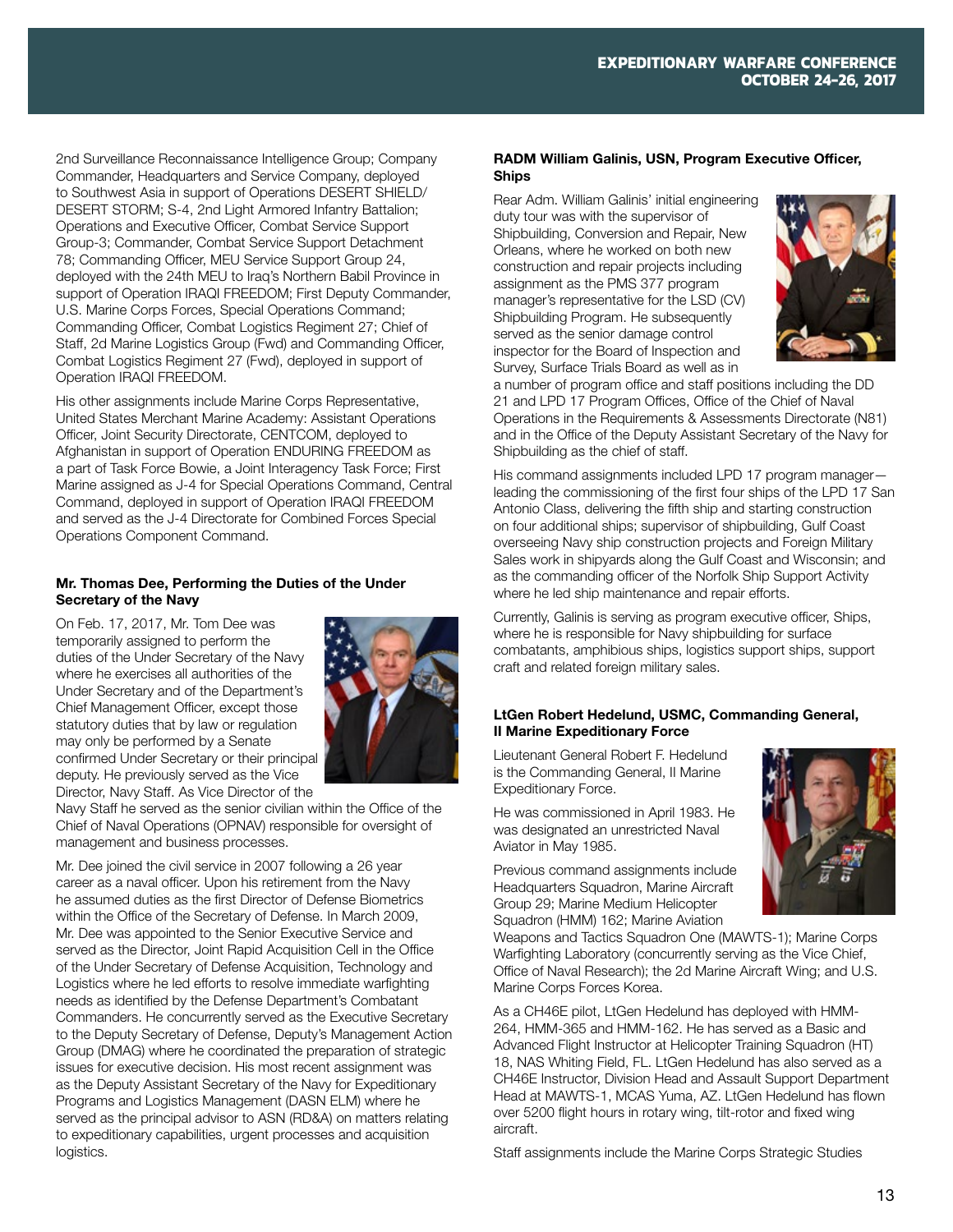2nd Surveillance Reconnaissance Intelligence Group; Company Commander, Headquarters and Service Company, deployed to Southwest Asia in support of Operations DESERT SHIELD/ DESERT STORM; S-4, 2nd Light Armored Infantry Battalion; Operations and Executive Officer, Combat Service Support Group-3; Commander, Combat Service Support Detachment 78; Commanding Officer, MEU Service Support Group 24, deployed with the 24th MEU to Iraq's Northern Babil Province in support of Operation IRAQI FREEDOM; First Deputy Commander, U.S. Marine Corps Forces, Special Operations Command; Commanding Officer, Combat Logistics Regiment 27; Chief of Staff, 2d Marine Logistics Group (Fwd) and Commanding Officer, Combat Logistics Regiment 27 (Fwd), deployed in support of Operation IRAQI FREEDOM.

His other assignments include Marine Corps Representative, United States Merchant Marine Academy: Assistant Operations Officer, Joint Security Directorate, CENTCOM, deployed to Afghanistan in support of Operation ENDURING FREEDOM as a part of Task Force Bowie, a Joint Interagency Task Force; First Marine assigned as J-4 for Special Operations Command, Central Command, deployed in support of Operation IRAQI FREEDOM and served as the J-4 Directorate for Combined Forces Special Operations Component Command.

**Mr. Thomas Dee, Performing the Duties of the Under Secretary of the Navy**

On Feb. 17, 2017, Mr. Tom Dee was temporarily assigned to perform the duties of the Under Secretary of the Navy where he exercises all authorities of the Under Secretary and of the Department's Chief Management Officer, except those statutory duties that by law or regulation may only be performed by a Senate confirmed Under Secretary or their principal deputy. He previously served as the Vice Director, Navy Staff. As Vice Director of the Navy Staff he served as the senior civilian within the Office of the Chief of Naval Operations (OPNAV) responsible for oversight of management and business processes.

Mr. Dee joined the civil service in 2007 following a 26 year career as a naval officer. Upon his retirement from the Navy he assumed duties as the first Director of Defense Biometrics within the Office of the Secretary of Defense. In March 2009, Mr. Dee was appointed to the Senior Executive Service and served as the Director, Joint Rapid Acquisition Cell in the Office of the Under Secretary of Defense Acquisition, Technology and Logistics where he led efforts to resolve immediate warfighting needs as identified by the Defense Department's Combatant Commanders. He concurrently served as the Executive Secretary to the Deputy Secretary of Defense, Deputy's Management Action Group (DMAG) where he coordinated the preparation of strategic issues for executive decision. His most recent assignment was as the Deputy Assistant Secretary of the Navy for Expeditionary Programs and Logistics Management (DASN ELM) where he served as the principal advisor to ASN (RD&A) on matters relating to expeditionary capabilities, urgent processes and acquisition logistics.

**RADM William Galinis, USN, Program Executive Officer, Ships**

Rear Adm. William Galinis' initial engineering duty tour was with the supervisor of Shipbuilding, Conversion and Repair, New Orleans, where he worked on both new construction and repair projects including assignment as the PMS 377 program manager's representative for the LSD (CV) Shipbuilding Program. He subsequently served as the senior damage control inspector for the Board of Inspection and Survey, Surface Trials Board as well as in a number of program office and staff positions including the DD 21 and LPD 17 Program Offices, Office of the Chief of Naval Operations in the Requirements & Assessments Directorate (N81) and in the Office of the Deputy Assistant Secretary of the Navy for Shipbuilding as the chief of staff.

His command assignments included LPD 17 program manager—leading the commissioning of the first four ships of the LPD 17 San Antonio Class, delivering the fifth ship and starting construction on four additional ships; supervisor of shipbuilding, Gulf Coast overseeing Navy ship construction projects and Foreign Military Sales work in shipyards along the Gulf Coast and Wisconsin; and as the commanding officer of the Norfolk Ship Support Activity where he led ship maintenance and repair efforts.

Currently, Galinis is serving as program executive officer, Ships, where he is responsible for Navy shipbuilding for surface combatants, amphibious ships, logistics support ships, support craft and related foreign military sales.

**LtGen Robert Hedelund, USMC, Commanding General, II Marine Expeditionary Force**

Lieutenant General Robert F. Hedelund is the Commanding General, II Marine Expeditionary Force.

He was commissioned in April 1983. He was designated an unrestricted Naval Aviator in May 1985.

Previous command assignments include Headquarters Squadron, Marine Aircraft Group 29; Marine Medium Helicopter Squadron (HMM) 162; Marine Aviation Weapons and Tactics Squadron One (MAWTS-1); Marine Corps Warfighting Laboratory (concurrently serving as the Vice Chief, Office of Naval Research); the 2d Marine Aircraft Wing; and U.S. Marine Corps Forces Korea.

As a CH46E pilot, LtGen Hedelund has deployed with HMM-264, HMM-365 and HMM-162. He has served as a Basic and Advanced Flight Instructor at Helicopter Training Squadron (HT) 18, NAS Whiting Field, FL. LtGen Hedelund has also served as a CH46E Instructor, Division Head and Assault Support Department Head at MAWTS-1, MCAS Yuma, AZ. LtGen Hedelund has flown over 5200 flight hours in rotary wing, tilt-rotor and fixed wing aircraft.

Staff assignments include the Marine Corps Strategic Studies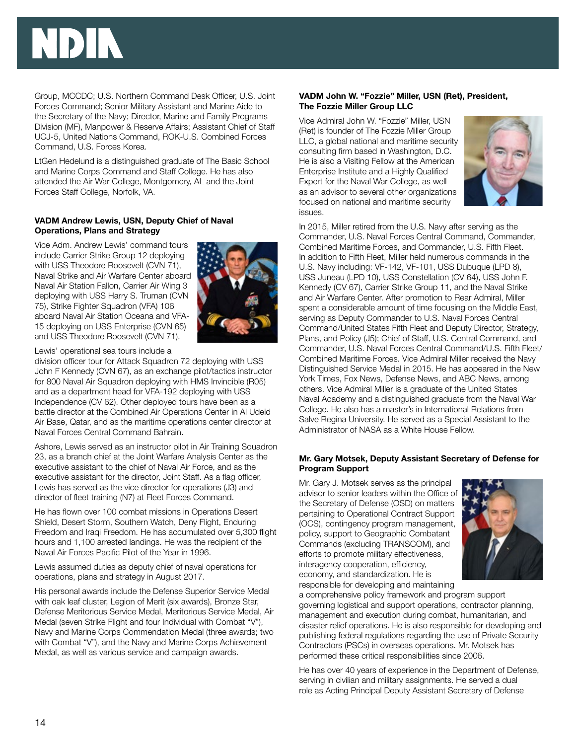Group, MCCDC; U.S. Northern Command Desk Officer, U.S. Joint Forces Command; Senior Military Assistant and Marine Aide to the Secretary of the Navy; Director, Marine and Family Programs Division (MF), Manpower & Reserve Affairs; Assistant Chief of Staff UCJ-5, United Nations Command, ROK-U.S. Combined Forces Command, U.S. Forces Korea.

LtGen Hedelund is a distinguished graduate of The Basic School and Marine Corps Command and Staff College. He has also attended the Air War College, Montgomery, AL and the Joint Forces Staff College, Norfolk, VA.

**VADM Andrew Lewis, USN, Deputy Chief of Naval Operations, Plans and Strategy**

Vice Adm. Andrew Lewis' command tours include Carrier Strike Group 12 deploying with USS Theodore Roosevelt (CVN 71), Naval Strike and Air Warfare Center aboard Naval Air Station Fallon, Carrier Air Wing 3 deploying with USS Harry S. Truman (CVN 75), Strike Fighter Squadron (VFA) 106 aboard Naval Air Station Oceana and VFA-15 deploying on USS Enterprise (CVN 65) and USS Theodore Roosevelt (CVN 71).

Lewis' operational sea tours include a division officer tour for Attack Squadron 72 deploying with USS John F Kennedy (CVN 67), as an exchange pilot/tactics instructor for 800 Naval Air Squadron deploying with HMS Invincible (R05) and as a department head for VFA-192 deploying with USS Independence (CV 62). Other deployed tours have been as a battle director at the Combined Air Operations Center in Al Udeid Air Base, Qatar, and as the maritime operations center director at Naval Forces Central Command Bahrain.

Ashore, Lewis served as an instructor pilot in Air Training Squadron 23, as a branch chief at the Joint Warfare Analysis Center as the executive assistant to the chief of Naval Air Force, and as the executive assistant for the director, Joint Staff. As a flag officer, Lewis has served as the vice director for operations (J3) and director of fleet training (N7) at Fleet Forces Command.

He has flown over 100 combat missions in Operations Desert Shield, Desert Storm, Southern Watch, Deny Flight, Enduring Freedom and Iraqi Freedom. He has accumulated over 5,300 flight hours and 1,100 arrested landings. He was the recipient of the Naval Air Forces Pacific Pilot of the Year in 1996.

Lewis assumed duties as deputy chief of naval operations for operations, plans and strategy in August 2017.

His personal awards include the Defense Superior Service Medal with oak leaf cluster, Legion of Merit (six awards), Bronze Star, Defense Meritorious Service Medal, Meritorious Service Medal, Air Medal (seven Strike Flight and four Individual with Combat "V"), Navy and Marine Corps Commendation Medal (three awards; two with Combat "V"), and the Navy and Marine Corps Achievement Medal, as well as various service and campaign awards.

**VADM John W. "Fozzie" Miller, USN (Ret), President, The Fozzie Miller Group LLC**

Vice Admiral John W. "Fozzie" Miller, USN (Ret) is founder of The Fozzie Miller Group LLC, a global national and maritime security consulting firm based in Washington, D.C. He is also a Visiting Fellow at the American Enterprise Institute and a Highly Qualified Expert for the Naval War College, as well as an advisor to several other organizations focused on national and maritime security issues.

In 2015, Miller retired from the U.S. Navy after serving as the Commander, U.S. Naval Forces Central Command, Commander, Combined Maritime Forces, and Commander, U.S. Fifth Fleet. In addition to Fifth Fleet, Miller held numerous commands in the U.S. Navy including: VF-142, VF-101, USS Dubuque (LPD 8), USS Juneau (LPD 10), USS Constellation (CV 64), USS John F. Kennedy (CV 67), Carrier Strike Group 11, and the Naval Strike and Air Warfare Center. After promotion to Rear Admiral, Miller spent a considerable amount of time focusing on the Middle East, serving as Deputy Commander to U.S. Naval Forces Central Command/United States Fifth Fleet and Deputy Director, Strategy, Plans, and Policy (J5); Chief of Staff, U.S. Central Command, and Commander, U.S. Naval Forces Central Command/U.S. Fifth Fleet/Combined Maritime Forces. Vice Admiral Miller received the Navy Distinguished Service Medal in 2015. He has appeared in the New York Times, Fox News, Defense News, and ABC News, among others. Vice Admiral Miller is a graduate of the United States Naval Academy and a distinguished graduate from the Naval War College. He also has a master's in International Relations from Salve Regina University. He served as a Special Assistant to the Administrator of NASA as a White House Fellow.

**Mr. Gary Motsek, Deputy Assistant Secretary of Defense for Program Support**

Mr. Gary J. Motsek serves as the principal advisor to senior leaders within the Office of the Secretary of Defense (OSD) on matters pertaining to Operational Contract Support (OCS), contingency program management, policy, support to Geographic Combatant Commands (excluding TRANSCOM), and efforts to promote military effectiveness, interagency cooperation, efficiency, economy, and standardization. He is responsible for developing and maintaining a comprehensive policy framework and program support governing logistical and support operations, contractor planning, management and execution during combat, humanitarian, and disaster relief operations. He is also responsible for developing and publishing federal regulations regarding the use of Private Security Contractors (PSCs) in overseas operations. Mr. Motsek has performed these critical responsibilities since 2006.

He has over 40 years of experience in the Department of Defense, serving in civilian and military assignments. He served a dual role as Acting Principal Deputy Assistant Secretary of Defense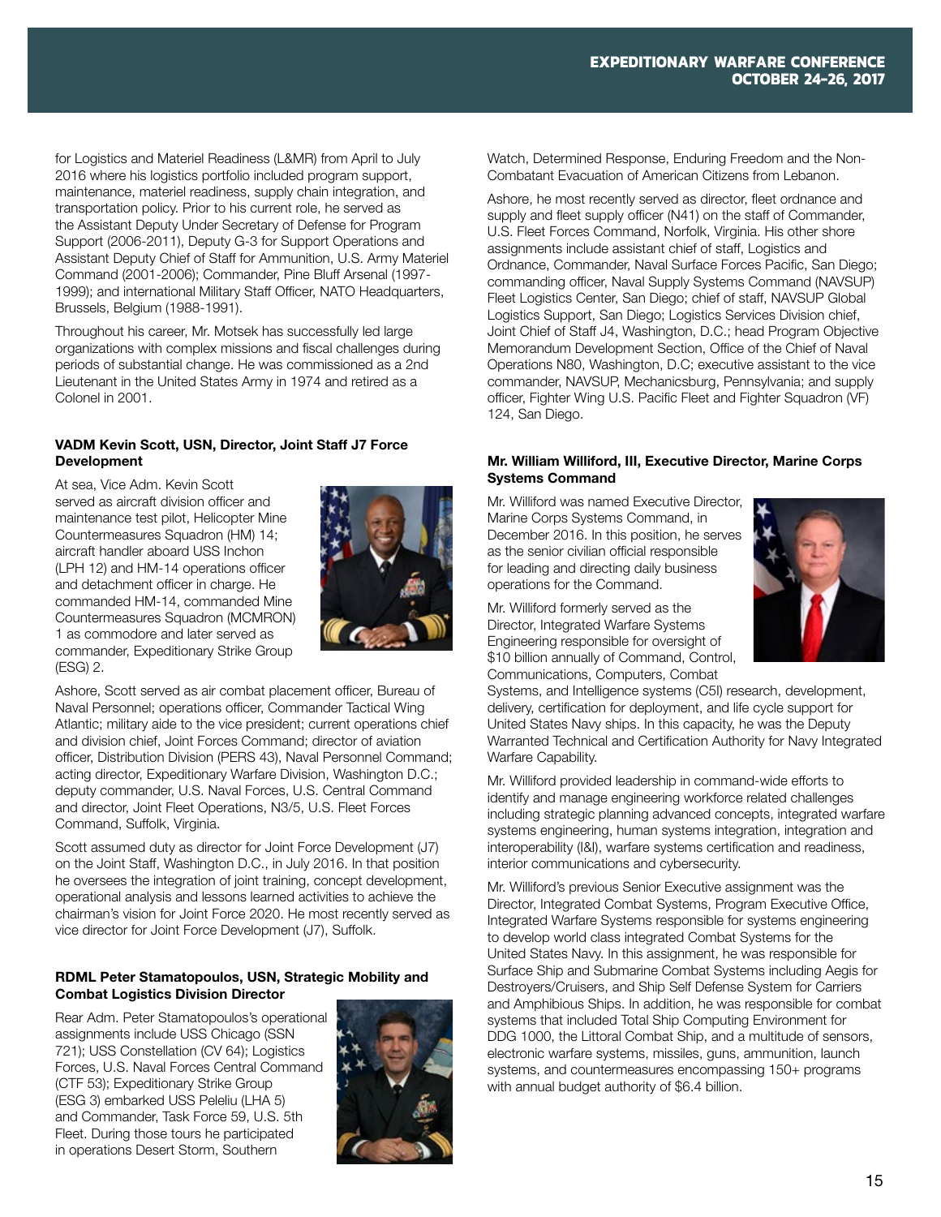for Logistics and Materiel Readiness (L&MR) from April to July 2016 where his logistics portfolio included program support, maintenance, materiel readiness, supply chain integration, and transportation policy. Prior to his current role, he served as the Assistant Deputy Under Secretary of Defense for Program Support (2006-2011), Deputy G-3 for Support Operations and Assistant Deputy Chief of Staff for Ammunition, U.S. Army Materiel Command (2001-2006); Commander, Pine Bluff Arsenal (1997-1999); and international Military Staff Officer, NATO Headquarters, Brussels, Belgium (1988-1991).

Throughout his career, Mr. Motsek has successfully led large organizations with complex missions and fiscal challenges during periods of substantial change. He was commissioned as a 2nd Lieutenant in the United States Army in 1974 and retired as a Colonel in 2001.

**VADM Kevin Scott, USN, Director, Joint Staff J7 Force Development**

At sea, Vice Adm. Kevin Scott served as aircraft division officer and maintenance test pilot, Helicopter Mine Countermeasures Squadron (HM) 14; aircraft handler aboard USS Inchon (LPH 12) and HM-14 operations officer and detachment officer in charge. He commanded HM-14, commanded Mine Countermeasures Squadron (MCMRON) 1 as commodore and later served as commander, Expeditionary Strike Group (ESG) 2.

Ashore, Scott served as air combat placement officer, Bureau of Naval Personnel; operations officer, Commander Tactical Wing Atlantic; military aide to the vice president; current operations chief and division chief, Joint Forces Command; director of aviation officer, Distribution Division (PERS 43), Naval Personnel Command; acting director, Expeditionary Warfare Division, Washington D.C.; deputy commander, U.S. Naval Forces, U.S. Central Command and director, Joint Fleet Operations, N3/5, U.S. Fleet Forces Command, Suffolk, Virginia.

Scott assumed duty as director for Joint Force Development (J7) on the Joint Staff, Washington D.C., in July 2016. In that position he oversees the integration of joint training, concept development, operational analysis and lessons learned activities to achieve the chairman's vision for Joint Force 2020. He most recently served as vice director for Joint Force Development (J7), Suffolk.

**RDML Peter Stamatopoulos, USN, Strategic Mobility and Combat Logistics Division Director**

Rear Adm. Peter Stamatopoulos's operational assignments include USS Chicago (SSN 721); USS Constellation (CV 64); Logistics Forces, U.S. Naval Forces Central Command (CTF 53); Expeditionary Strike Group (ESG 3) embarked USS Peleliu (LHA 5) and Commander, Task Force 59, U.S. 5th Fleet. During those tours he participated in operations Desert Storm, Southern Watch, Determined Response, Enduring Freedom and the Non-Combatant Evacuation of American Citizens from Lebanon.

Ashore, he most recently served as director, fleet ordnance and supply and fleet supply officer (N41) on the staff of Commander, U.S. Fleet Forces Command, Norfolk, Virginia. His other shore assignments include assistant chief of staff, Logistics and Ordnance, Commander, Naval Surface Forces Pacific, San Diego; commanding officer, Naval Supply Systems Command (NAVSUP) Fleet Logistics Center, San Diego; chief of staff, NAVSUP Global Logistics Support, San Diego; Logistics Services Division chief, Joint Chief of Staff J4, Washington, D.C.; head Program Objective Memorandum Development Section, Office of the Chief of Naval Operations N80, Washington, D.C; executive assistant to the vice commander, NAVSUP, Mechanicsburg, Pennsylvania; and supply officer, Fighter Wing U.S. Pacific Fleet and Fighter Squadron (VF) 124, San Diego.

**Mr. William Williford, III, Executive Director, Marine Corps Systems Command**

Mr. Williford was named Executive Director, Marine Corps Systems Command, in December 2016. In this position, he serves as the senior civilian official responsible for leading and directing daily business operations for the Command.

Mr. Williford formerly served as the Director, Integrated Warfare Systems Engineering responsible for oversight of $10 billion annually of Command, Control, Communications, Computers, Combat Systems, and Intelligence systems (C5I) research, development, delivery, certification for deployment, and life cycle support for United States Navy ships. In this capacity, he was the Deputy Warranted Technical and Certification Authority for Navy Integrated Warfare Capability.

Mr. Williford provided leadership in command-wide efforts to identify and manage engineering workforce related challenges including strategic planning advanced concepts, integrated warfare systems engineering, human systems integration, integration and interoperability (I&I), warfare systems certification and readiness, interior communications and cybersecurity.

Mr. Williford's previous Senior Executive assignment was the Director, Integrated Combat Systems, Program Executive Office, Integrated Warfare Systems responsible for systems engineering to develop world class integrated Combat Systems for the United States Navy. In this assignment, he was responsible for Surface Ship and Submarine Combat Systems including Aegis for Destroyers/Cruisers, and Ship Self Defense System for Carriers and Amphibious Ships. In addition, he was responsible for combat systems that included Total Ship Computing Environment for DDG 1000, the Littoral Combat Ship, and a multitude of sensors, electronic warfare systems, missiles, guns, ammunition, launch systems, and countermeasures encompassing 150+ programs with annual budget authority of $6.4 billion.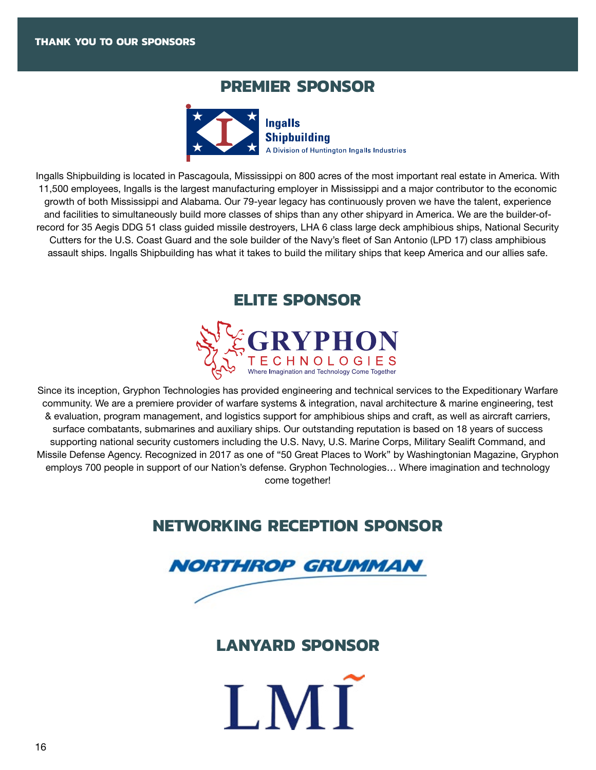**THANK YOU TO OUR SPONSORS**

## PREMIER SPONSOR

Ingalls Shipbuilding
A Division of Huntington Ingalls Industries

Ingalls Shipbuilding is located in Pascagoula, Mississippi on 800 acres of the most important real estate in America. With 11,500 employees, Ingalls is the largest manufacturing employer in Mississippi and a major contributor to the economic growth of both Mississippi and Alabama. Our 79-year legacy has continuously proven we have the talent, experience and facilities to simultaneously build more classes of ships than any other shipyard in America. We are the builder-of-record for 35 Aegis DDG 51 class guided missile destroyers, LHA 6 class large deck amphibious ships, National Security Cutters for the U.S. Coast Guard and the sole builder of the Navy's fleet of San Antonio (LPD 17) class amphibious assault ships. Ingalls Shipbuilding has what it takes to build the military ships that keep America and our allies safe.

## ELITE SPONSOR

GRYPHON TECHNOLOGIES
Where Imagination and Technology Come Together

Since its inception, Gryphon Technologies has provided engineering and technical services to the Expeditionary Warfare community. We are a premiere provider of warfare systems & integration, naval architecture & marine engineering, test & evaluation, program management, and logistics support for amphibious ships and craft, as well as aircraft carriers, surface combatants, submarines and auxiliary ships. Our outstanding reputation is based on 18 years of success supporting national security customers including the U.S. Navy, U.S. Marine Corps, Military Sealift Command, and Missile Defense Agency. Recognized in 2017 as one of "50 Great Places to Work" by Washingtonian Magazine, Gryphon employs 700 people in support of our Nation's defense. Gryphon Technologies… Where imagination and technology come together!

## NETWORKING RECEPTION SPONSOR

NORTHROP GRUMMAN

## LANYARD SPONSOR

LMI